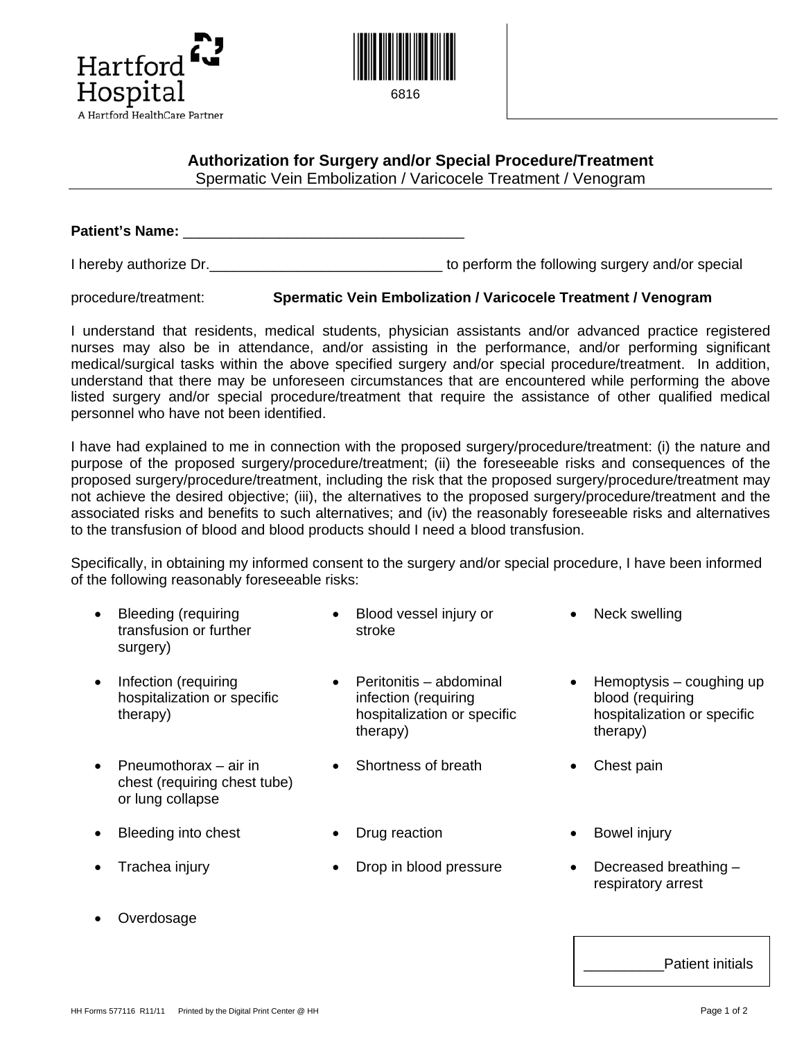Hartford Hospital
A Hartford HealthCare Partner

6816

## Authorization for Surgery and/or Special Procedure/Treatment

Spermatic Vein Embolization / Varicocele Treatment / Venogram

**Patient's Name:** ___________________________________

I hereby authorize Dr._____________________________ to perform the following surgery and/or special procedure/treatment: **Spermatic Vein Embolization / Varicocele Treatment / Venogram**

I understand that residents, medical students, physician assistants and/or advanced practice registered nurses may also be in attendance, and/or assisting in the performance, and/or performing significant medical/surgical tasks within the above specified surgery and/or special procedure/treatment. In addition, understand that there may be unforeseen circumstances that are encountered while performing the above listed surgery and/or special procedure/treatment that require the assistance of other qualified medical personnel who have not been identified.

I have had explained to me in connection with the proposed surgery/procedure/treatment: (i) the nature and purpose of the proposed surgery/procedure/treatment; (ii) the foreseeable risks and consequences of the proposed surgery/procedure/treatment, including the risk that the proposed surgery/procedure/treatment may not achieve the desired objective; (iii), the alternatives to the proposed surgery/procedure/treatment and the associated risks and benefits to such alternatives; and (iv) the reasonably foreseeable risks and alternatives to the transfusion of blood and blood products should I need a blood transfusion.

Specifically, in obtaining my informed consent to the surgery and/or special procedure, I have been informed of the following reasonably foreseeable risks:

- Bleeding (requiring transfusion or further surgery)
- Blood vessel injury or stroke
- Neck swelling
- Infection (requiring hospitalization or specific therapy)
- Peritonitis – abdominal infection (requiring hospitalization or specific therapy)
- Hemoptysis – coughing up blood (requiring hospitalization or specific therapy)
- Pneumothorax – air in chest (requiring chest tube) or lung collapse
- Shortness of breath
- Chest pain
- Bleeding into chest
- Drug reaction
- Bowel injury
- Trachea injury
- Drop in blood pressure
- Decreased breathing – respiratory arrest
- Overdosage

__________Patient initials

HH Forms 577116 R11/11 Printed by the Digital Print Center @ HH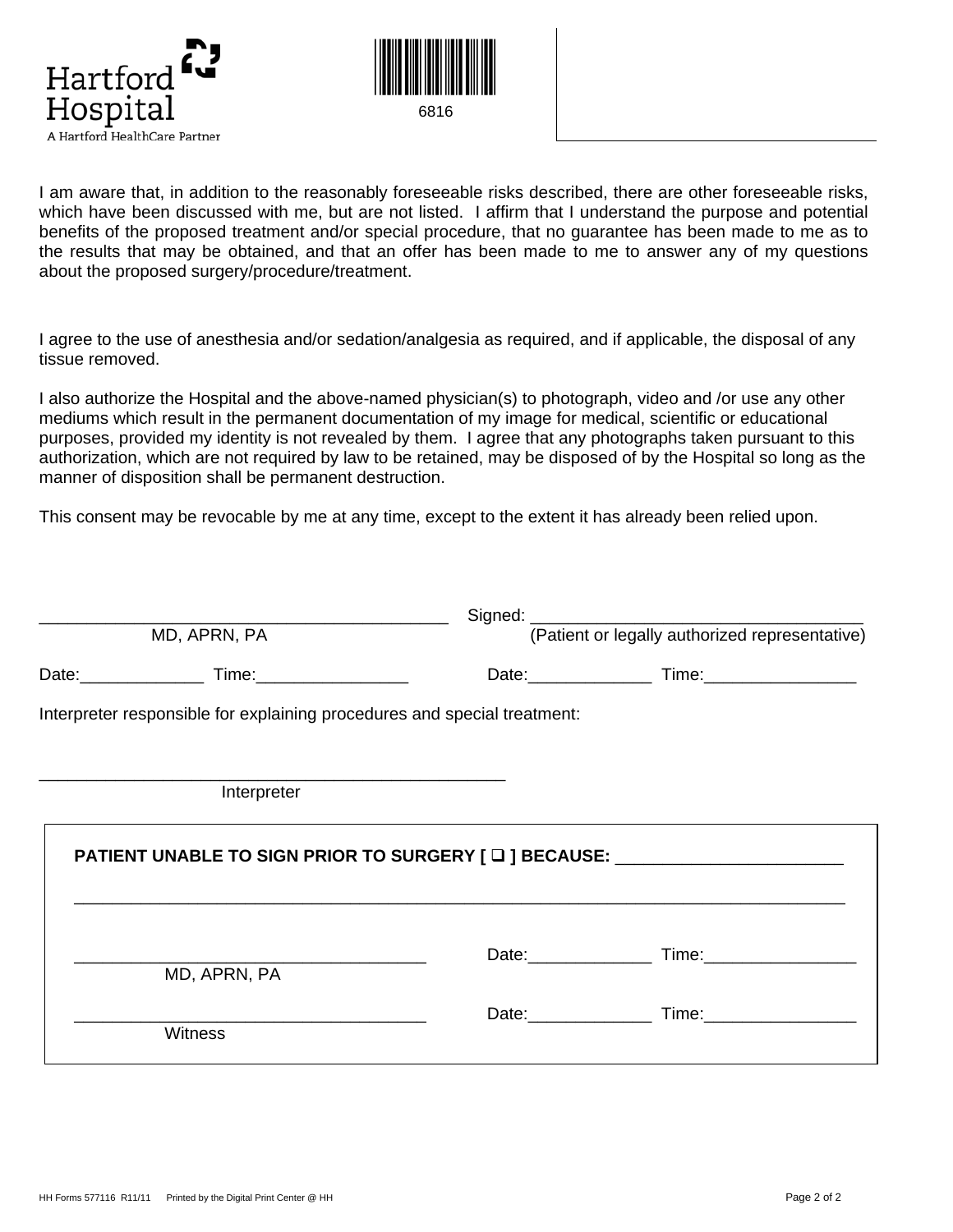Hartford Hospital

A Hartford HealthCare Partner

6816

I am aware that, in addition to the reasonably foreseeable risks described, there are other foreseeable risks, which have been discussed with me, but are not listed. I affirm that I understand the purpose and potential benefits of the proposed treatment and/or special procedure, that no guarantee has been made to me as to the results that may be obtained, and that an offer has been made to me to answer any of my questions about the proposed surgery/procedure/treatment.

I agree to the use of anesthesia and/or sedation/analgesia as required, and if applicable, the disposal of any tissue removed.

I also authorize the Hospital and the above-named physician(s) to photograph, video and /or use any other mediums which result in the permanent documentation of my image for medical, scientific or educational purposes, provided my identity is not revealed by them. I agree that any photographs taken pursuant to this authorization, which are not required by law to be retained, may be disposed of by the Hospital so long as the manner of disposition shall be permanent destruction.

This consent may be revocable by me at any time, except to the extent it has already been relied upon.

____________________________________________ Signed: ___________________________________

MD, APRN, PA (Patient or legally authorized representative)

Date:_____________ Time:________________ Date:_____________ Time:________________

Interpreter responsible for explaining procedures and special treatment:

___________________________________________________

Interpreter

**PATIENT UNABLE TO SIGN PRIOR TO SURGERY [ ❑ ] BECAUSE:** _______________________

_____________________________________________________________________________

_____________________________________ Date:_____________ Time:________________

MD, APRN, PA

_____________________________________ Date:_____________ Time:________________

Witness

HH Forms 577116 R11/11 Printed by the Digital Print Center @ HH